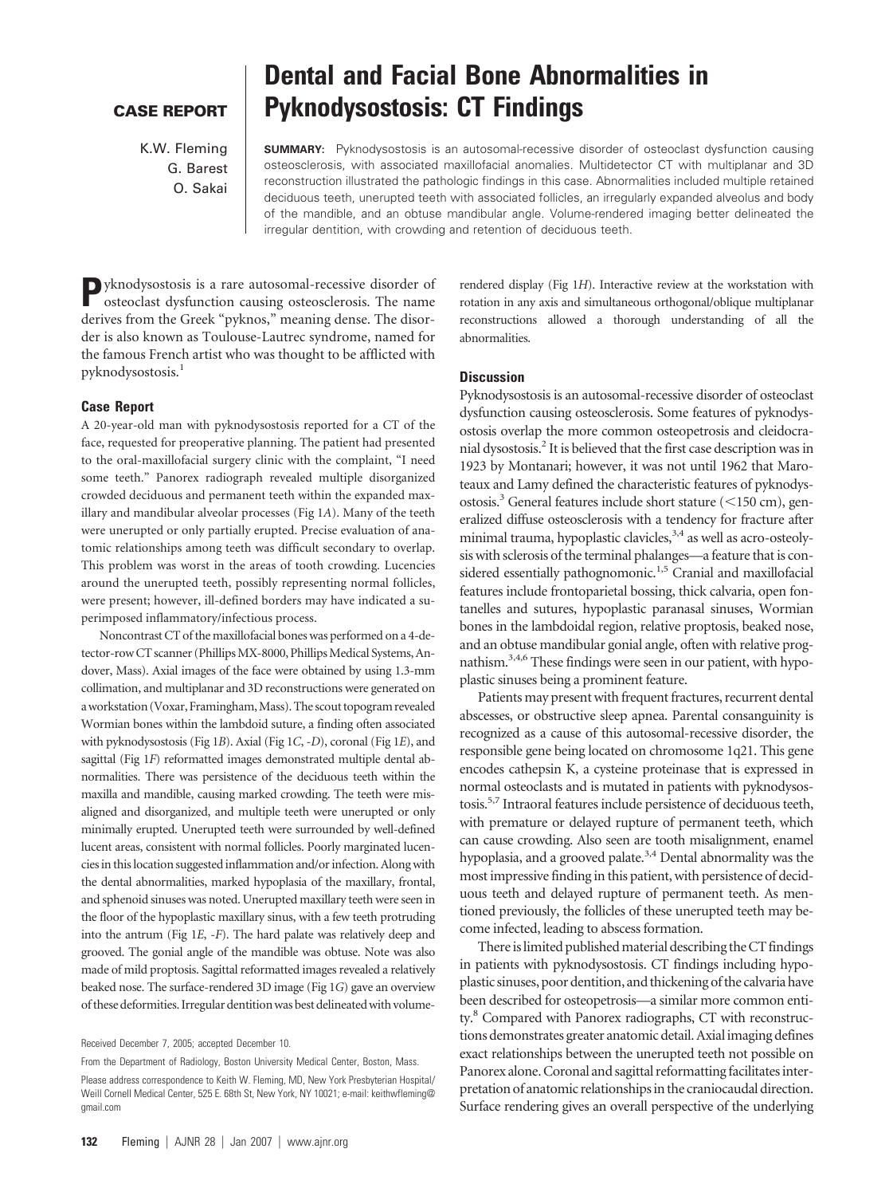**CASE REPORT**

# Dental and Facial Bone Abnormalities in Pyknodysostosis: CT Findings

K.W. Fleming
G. Barest
O. Sakai

**SUMMARY:** Pyknodysostosis is an autosomal-recessive disorder of osteoclast dysfunction causing osteosclerosis, with associated maxillofacial anomalies. Multidetector CT with multiplanar and 3D reconstruction illustrated the pathologic findings in this case. Abnormalities included multiple retained deciduous teeth, unerupted teeth with associated follicles, an irregularly expanded alveolus and body of the mandible, and an obtuse mandibular angle. Volume-rendered imaging better delineated the irregular dentition, with crowding and retention of deciduous teeth.

Pyknodysostosis is a rare autosomal-recessive disorder of osteoclast dysfunction causing osteosclerosis. The name derives from the Greek "pyknos," meaning dense. The disorder is also known as Toulouse-Lautrec syndrome, named for the famous French artist who was thought to be afflicted with pyknodysostosis.[1]

## Case Report

A 20-year-old man with pyknodysostosis reported for a CT of the face, requested for preoperative planning. The patient had presented to the oral-maxillofacial surgery clinic with the complaint, "I need some teeth." Panorex radiograph revealed multiple disorganized crowded deciduous and permanent teeth within the expanded maxillary and mandibular alveolar processes (Fig 1*A*). Many of the teeth were unerupted or only partially erupted. Precise evaluation of anatomic relationships among teeth was difficult secondary to overlap. This problem was worst in the areas of tooth crowding. Lucencies around the unerupted teeth, possibly representing normal follicles, were present; however, ill-defined borders may have indicated a superimposed inflammatory/infectious process.

Noncontrast CT of the maxillofacial bones was performed on a 4-detector-row CT scanner (Phillips MX-8000, Phillips Medical Systems, Andover, Mass). Axial images of the face were obtained by using 1.3-mm collimation, and multiplanar and 3D reconstructions were generated on a workstation (Voxar, Framingham, Mass). The scout topogram revealed Wormian bones within the lambdoid suture, a finding often associated with pyknodysostosis (Fig 1*B*). Axial (Fig 1*C*, -*D*), coronal (Fig 1*E*), and sagittal (Fig 1*F*) reformatted images demonstrated multiple dental abnormalities. There was persistence of the deciduous teeth within the maxilla and mandible, causing marked crowding. The teeth were misaligned and disorganized, and multiple teeth were unerupted or only minimally erupted. Unerupted teeth were surrounded by well-defined lucent areas, consistent with normal follicles. Poorly marginated lucencies in this location suggested inflammation and/or infection. Along with the dental abnormalities, marked hypoplasia of the maxillary, frontal, and sphenoid sinuses was noted. Unerupted maxillary teeth were seen in the floor of the hypoplastic maxillary sinus, with a few teeth protruding into the antrum (Fig 1*E*, -*F*). The hard palate was relatively deep and grooved. The gonial angle of the mandible was obtuse. Note was also made of mild proptosis. Sagittal reformatted images revealed a relatively beaked nose. The surface-rendered 3D image (Fig 1*G*) gave an overview of these deformities. Irregular dentition was best delineated with volume-rendered display (Fig 1*H*). Interactive review at the workstation with rotation in any axis and simultaneous orthogonal/oblique multiplanar reconstructions allowed a thorough understanding of all the abnormalities.

## Discussion

Pyknodysostosis is an autosomal-recessive disorder of osteoclast dysfunction causing osteosclerosis. Some features of pyknodysostosis overlap the more common osteopetrosis and cleidocranial dysostosis.[2] It is believed that the first case description was in 1923 by Montanari; however, it was not until 1962 that Maroteaux and Lamy defined the characteristic features of pyknodysostosis.[3] General features include short stature (<150 cm), generalized diffuse osteosclerosis with a tendency for fracture after minimal trauma, hypoplastic clavicles,[3,4] as well as acro-osteolysis with sclerosis of the terminal phalanges—a feature that is considered essentially pathognomonic.[1,5] Cranial and maxillofacial features include frontoparietal bossing, thick calvaria, open fontanelles and sutures, hypoplastic paranasal sinuses, Wormian bones in the lambdoidal region, relative proptosis, beaked nose, and an obtuse mandibular gonial angle, often with relative prognathism.[3,4,6] These findings were seen in our patient, with hypoplastic sinuses being a prominent feature.

Patients may present with frequent fractures, recurrent dental abscesses, or obstructive sleep apnea. Parental consanguinity is recognized as a cause of this autosomal-recessive disorder, the responsible gene being located on chromosome 1q21. This gene encodes cathepsin K, a cysteine proteinase that is expressed in normal osteoclasts and is mutated in patients with pyknodysostosis.[5,7] Intraoral features include persistence of deciduous teeth, with premature or delayed rupture of permanent teeth, which can cause crowding. Also seen are tooth misalignment, enamel hypoplasia, and a grooved palate.[3,4] Dental abnormality was the most impressive finding in this patient, with persistence of deciduous teeth and delayed rupture of permanent teeth. As mentioned previously, the follicles of these unerupted teeth may become infected, leading to abscess formation.

There is limited published material describing the CT findings in patients with pyknodysostosis. CT findings including hypoplastic sinuses, poor dentition, and thickening of the calvaria have been described for osteopetrosis—a similar more common entity.[8] Compared with Panorex radiographs, CT with reconstructions demonstrates greater anatomic detail. Axial imaging defines exact relationships between the unerupted teeth not possible on Panorex alone. Coronal and sagittal reformatting facilitates interpretation of anatomic relationships in the craniocaudal direction. Surface rendering gives an overall perspective of the underlying

Received December 7, 2005; accepted December 10.

From the Department of Radiology, Boston University Medical Center, Boston, Mass.

Please address correspondence to Keith W. Fleming, MD, New York Presbyterian Hospital/Weill Cornell Medical Center, 525 E. 68th St, New York, NY 10021; e-mail: keithwfleming@gmail.com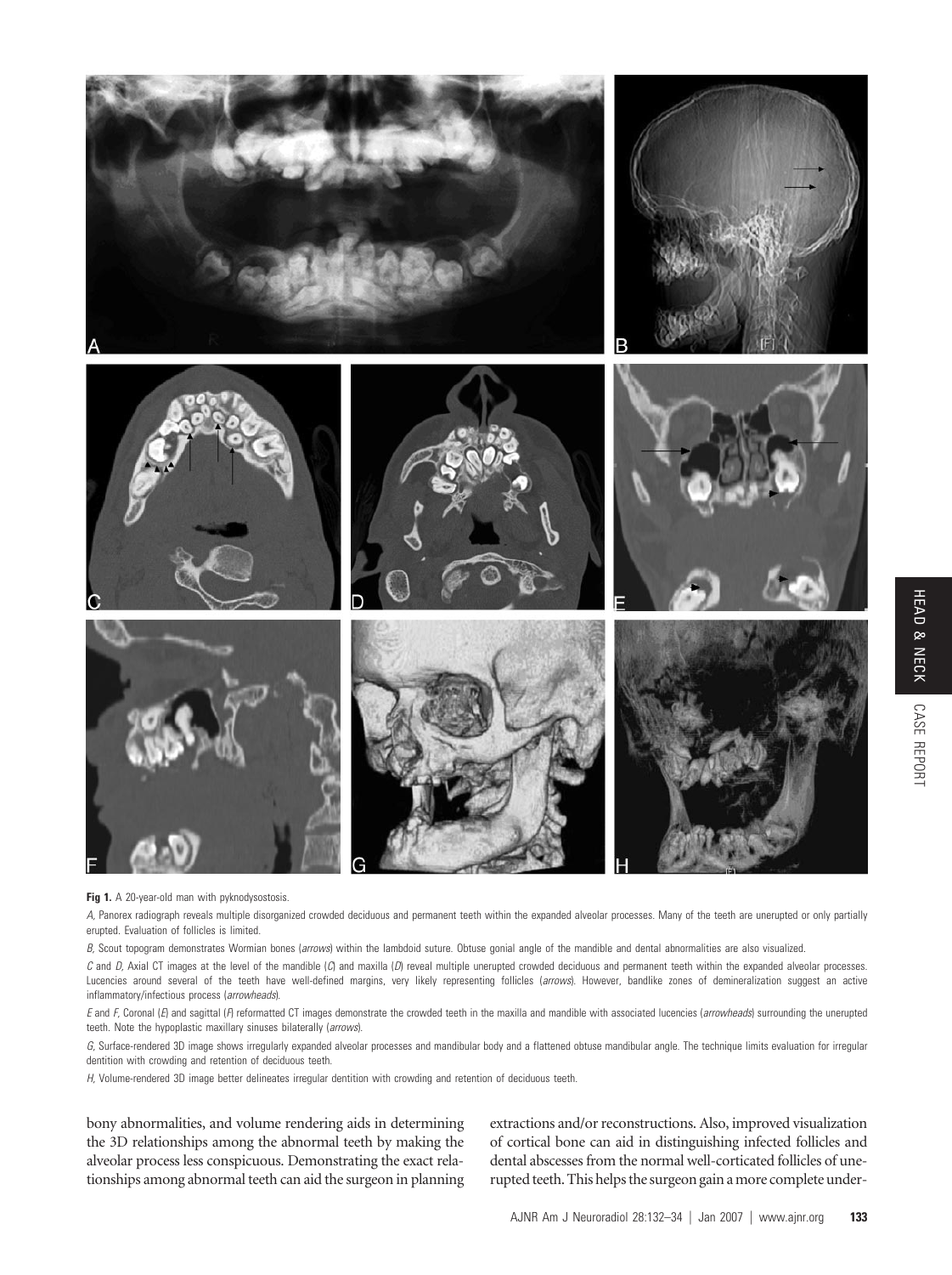**Fig 1.** A 20-year-old man with pyknodysostosis.

*A*, Panorex radiograph reveals multiple disorganized crowded deciduous and permanent teeth within the expanded alveolar processes. Many of the teeth are unerupted or only partially erupted. Evaluation of follicles is limited.

*B*, Scout topogram demonstrates Wormian bones (*arrows*) within the lambdoid suture. Obtuse gonial angle of the mandible and dental abnormalities are also visualized.

*C* and *D*, Axial CT images at the level of the mandible (*C*) and maxilla (*D*) reveal multiple unerupted crowded deciduous and permanent teeth within the expanded alveolar processes. Lucencies around several of the teeth have well-defined margins, very likely representing follicles (*arrows*). However, bandlike zones of demineralization suggest an active inflammatory/infectious process (*arrowheads*).

*E* and *F*, Coronal (*E*) and sagittal (*F*) reformatted CT images demonstrate the crowded teeth in the maxilla and mandible with associated lucencies (*arrowheads*) surrounding the unerupted teeth. Note the hypoplastic maxillary sinuses bilaterally (*arrows*).

*G*, Surface-rendered 3D image shows irregularly expanded alveolar processes and mandibular body and a flattened obtuse mandibular angle. The technique limits evaluation for irregular dentition with crowding and retention of deciduous teeth.

*H*, Volume-rendered 3D image better delineates irregular dentition with crowding and retention of deciduous teeth.

bony abnormalities, and volume rendering aids in determining the 3D relationships among the abnormal teeth by making the alveolar process less conspicuous. Demonstrating the exact relationships among abnormal teeth can aid the surgeon in planning extractions and/or reconstructions. Also, improved visualization of cortical bone can aid in distinguishing infected follicles and dental abscesses from the normal well-corticated follicles of unerupted teeth. This helps the surgeon gain a more complete under-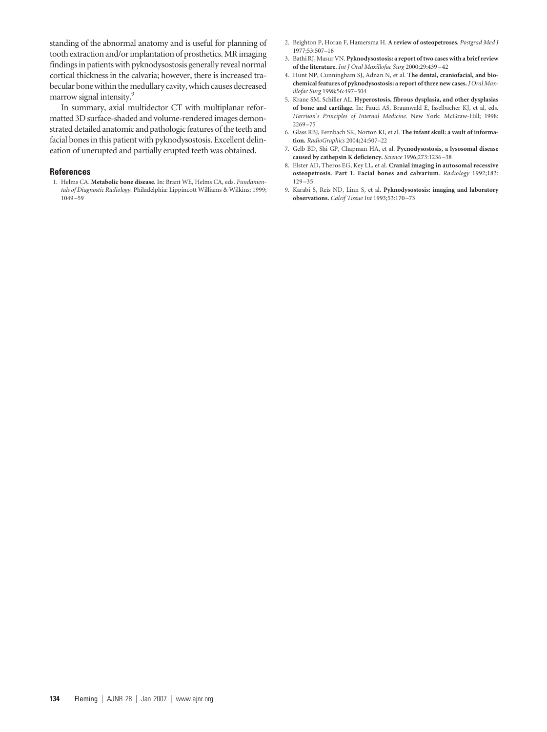standing of the abnormal anatomy and is useful for planning of tooth extraction and/or implantation of prosthetics. MR imaging findings in patients with pyknodysostosis generally reveal normal cortical thickness in the calvaria; however, there is increased trabecular bone within the medullary cavity, which causes decreased marrow signal intensity.[9]

In summary, axial multidetector CT with multiplanar reformatted 3D surface-shaded and volume-rendered images demonstrated detailed anatomic and pathologic features of the teeth and facial bones in this patient with pyknodysostosis. Excellent delineation of unerupted and partially erupted teeth was obtained.

## References

1. Helms CA. **Metabolic bone disease.** In: Brant WE, Helms CA, eds. *Fundamentals of Diagnostic Radiology.* Philadelphia: Lippincott Williams & Wilkins; 1999; 1049–59
2. Beighton P, Horan F, Hamersma H. **A review of osteopetroses.** *Postgrad Med J* 1977;53:507–16
3. Bathi RJ, Masur VN. **Pyknodysostosis: a report of two cases with a brief review of the literature.** *Int J Oral Maxillofac Surg* 2000;29:439–42
4. Hunt NP, Cunningham SJ, Adnan N, et al. **The dental, craniofacial, and biochemical features of pyknodysostosis: a report of three new cases.** *J Oral Maxillofac Surg* 1998;56:497–504
5. Krane SM, Schiller AL. **Hyperostosis, fibrous dysplasia, and other dysplasias of bone and cartilage.** In: Fauci AS, Braunwald E, Isselbacher KJ, et al, eds. *Harrison's Principles of Internal Medicine.* New York: McGraw-Hill; 1998: 2269–75
6. Glass RBJ, Fernbach SK, Norton KI, et al. **The infant skull: a vault of information.** *RadioGraphics* 2004;24:507–22
7. Gelb BD, Shi GP, Chapman HA, et al. **Pycnodysostosis, a lysosomal disease caused by cathepsin K deficiency.** *Science* 1996;273:1236–38
8. Elster AD, Theros EG, Key LL, et al. **Cranial imaging in autosomal recessive osteopetrosis. Part 1. Facial bones and calvarium**. *Radiology* 1992;183: 129–35
9. Karabi S, Reis ND, Linn S, et al. **Pyknodysostosis: imaging and laboratory observations.** *Calcif Tissue Int* 1993;53:170–73